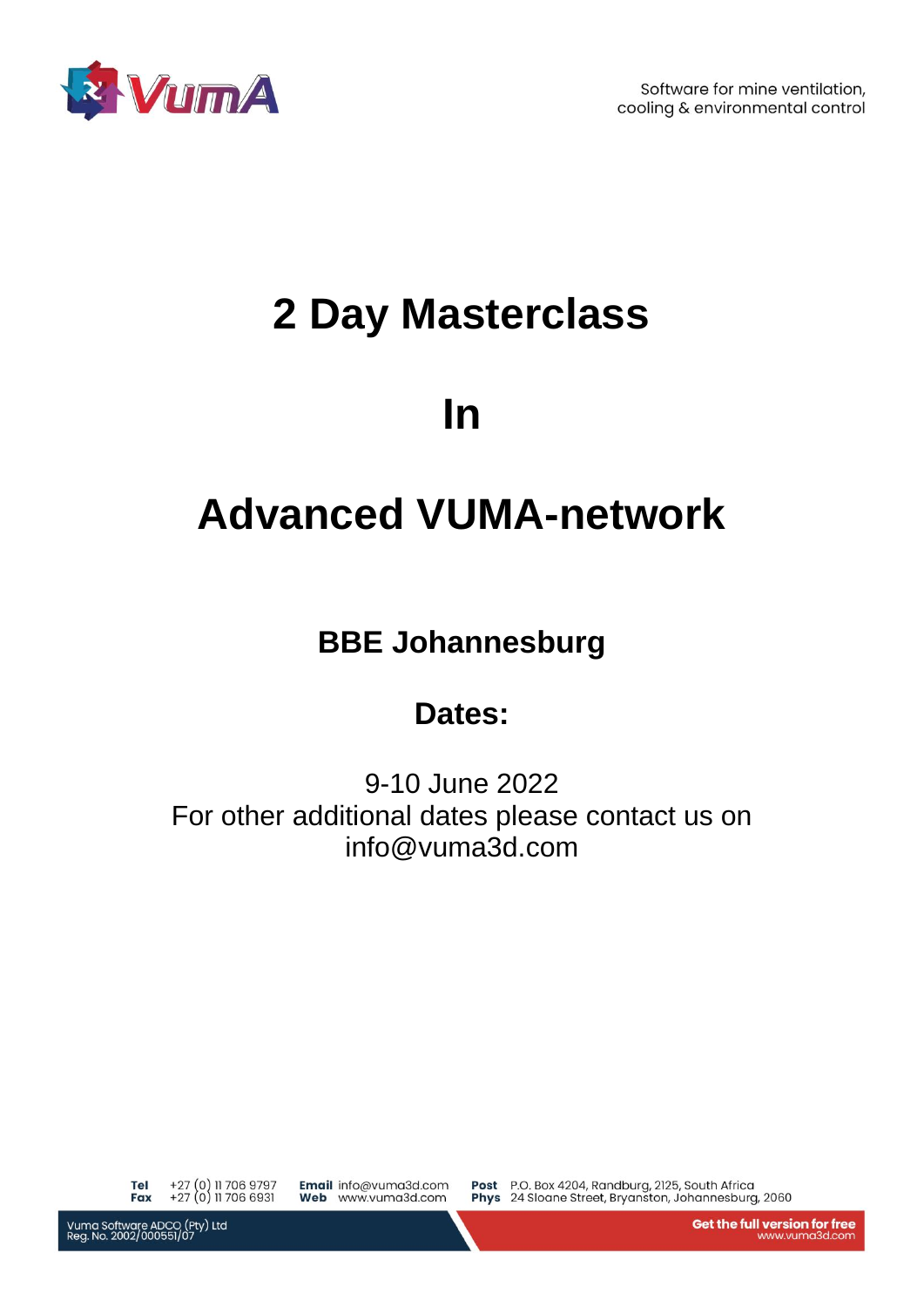Software for mine ventilation, cooling & environmental control

# 2 Day Masterclass

# In

# Advanced VUMA-network

## BBE Johannesburg

## Dates:

9-10 June 2022
For other additional dates please contact us on info@vuma3d.com

**Tel** +27 (0) 11 706 9797
**Fax** +27 (0) 11 706 6931
**Email** info@vuma3d.com
**Web** www.vuma3d.com
**Post** P.O. Box 4204, Randburg, 2125, South Africa
**Phys** 24 Sloane Street, Bryanston, Johannesburg, 2060

Vuma Software ADCO (Pty) Ltd
Reg. No. 2002/000551/07

**Get the full version for free**
www.vuma3d.com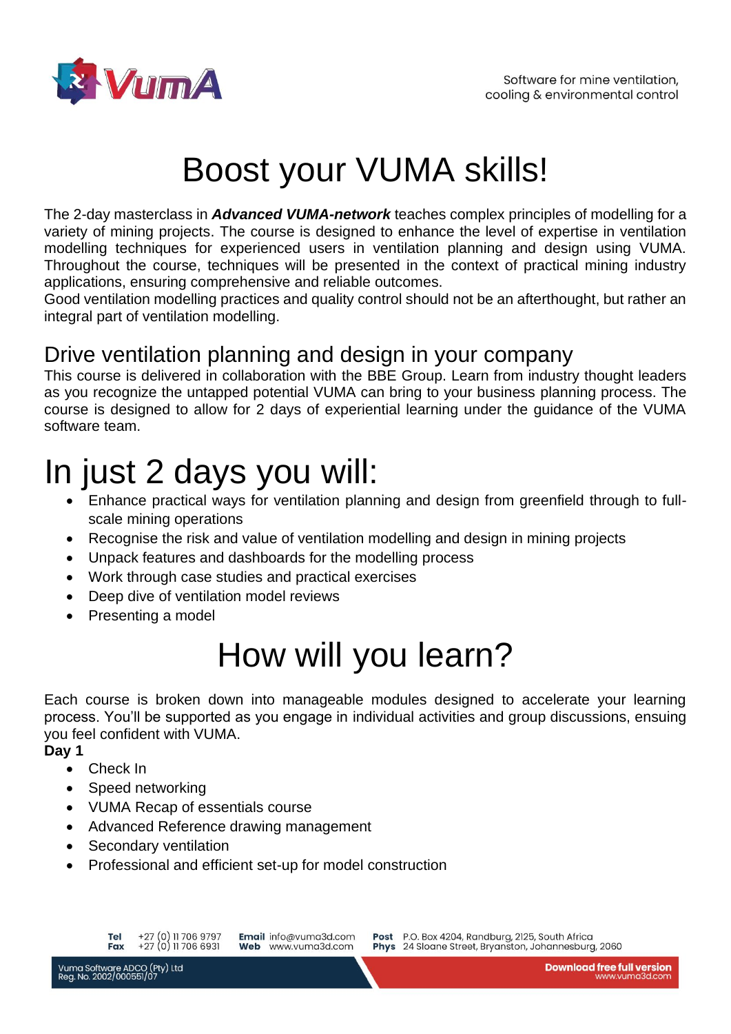# Boost your VUMA skills!

The 2-day masterclass in ***Advanced VUMA-network*** teaches complex principles of modelling for a variety of mining projects. The course is designed to enhance the level of expertise in ventilation modelling techniques for experienced users in ventilation planning and design using VUMA. Throughout the course, techniques will be presented in the context of practical mining industry applications, ensuring comprehensive and reliable outcomes.
Good ventilation modelling practices and quality control should not be an afterthought, but rather an integral part of ventilation modelling.

## Drive ventilation planning and design in your company

This course is delivered in collaboration with the BBE Group. Learn from industry thought leaders as you recognize the untapped potential VUMA can bring to your business planning process. The course is designed to allow for 2 days of experiential learning under the guidance of the VUMA software team.

# In just 2 days you will:

- Enhance practical ways for ventilation planning and design from greenfield through to full-scale mining operations
- Recognise the risk and value of ventilation modelling and design in mining projects
- Unpack features and dashboards for the modelling process
- Work through case studies and practical exercises
- Deep dive of ventilation model reviews
- Presenting a model

# How will you learn?

Each course is broken down into manageable modules designed to accelerate your learning process. You'll be supported as you engage in individual activities and group discussions, ensuing you feel confident with VUMA.

**Day 1**

- Check In
- Speed networking
- VUMA Recap of essentials course
- Advanced Reference drawing management
- Secondary ventilation
- Professional and efficient set-up for model construction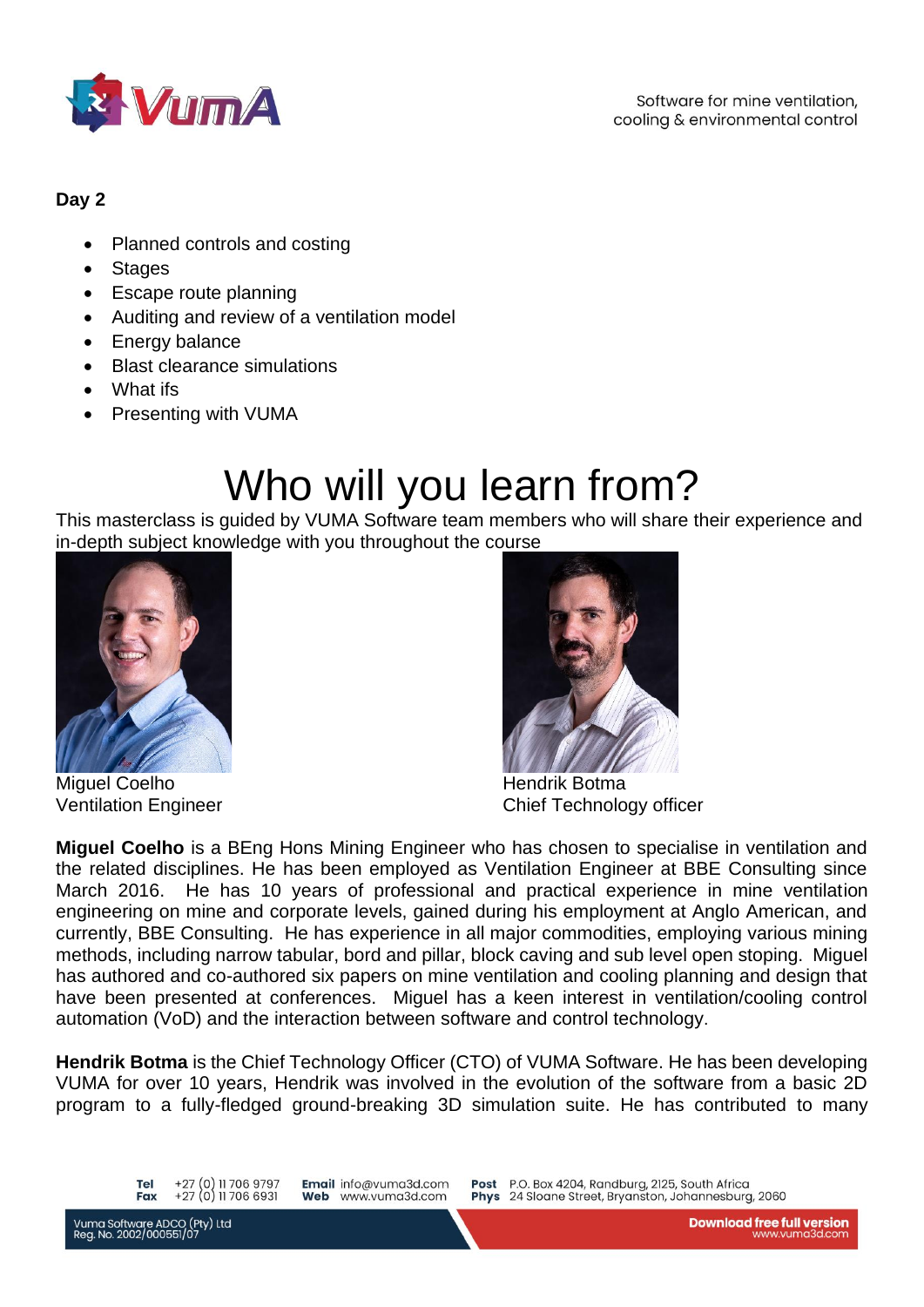**Day 2**

- Planned controls and costing
- Stages
- Escape route planning
- Auditing and review of a ventilation model
- Energy balance
- Blast clearance simulations
- What ifs
- Presenting with VUMA

# Who will you learn from?

This masterclass is guided by VUMA Software team members who will share their experience and in-depth subject knowledge with you throughout the course

Miguel Coelho
Ventilation Engineer

Hendrik Botma
Chief Technology officer

**Miguel Coelho** is a BEng Hons Mining Engineer who has chosen to specialise in ventilation and the related disciplines. He has been employed as Ventilation Engineer at BBE Consulting since March 2016. He has 10 years of professional and practical experience in mine ventilation engineering on mine and corporate levels, gained during his employment at Anglo American, and currently, BBE Consulting. He has experience in all major commodities, employing various mining methods, including narrow tabular, bord and pillar, block caving and sub level open stoping. Miguel has authored and co-authored six papers on mine ventilation and cooling planning and design that have been presented at conferences. Miguel has a keen interest in ventilation/cooling control automation (VoD) and the interaction between software and control technology.

**Hendrik Botma** is the Chief Technology Officer (CTO) of VUMA Software. He has been developing VUMA for over 10 years, Hendrik was involved in the evolution of the software from a basic 2D program to a fully-fledged ground-breaking 3D simulation suite. He has contributed to many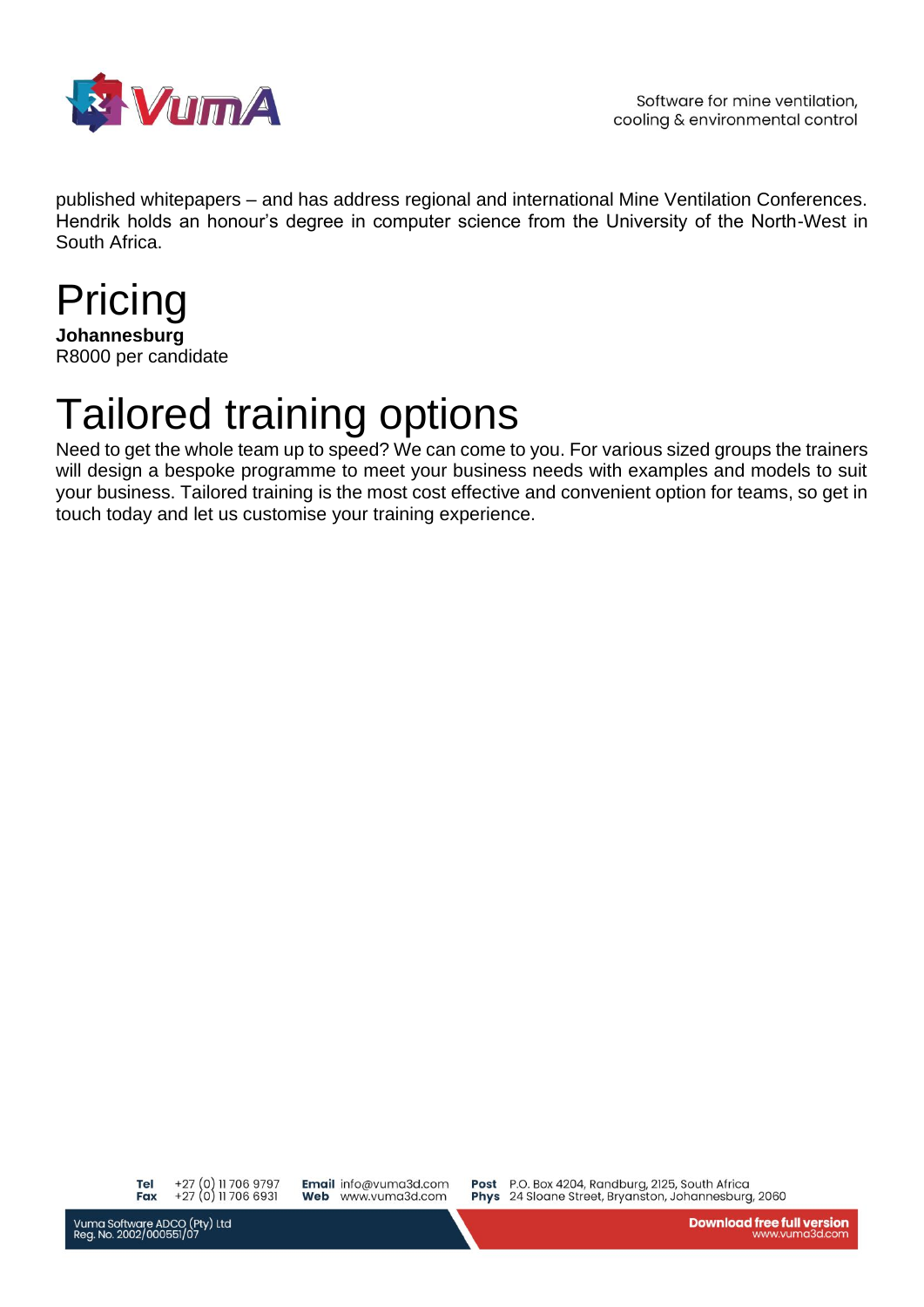published whitepapers – and has address regional and international Mine Ventilation Conferences. Hendrik holds an honour's degree in computer science from the University of the North-West in South Africa.

# Pricing

**Johannesburg**
R8000 per candidate

# Tailored training options

Need to get the whole team up to speed? We can come to you. For various sized groups the trainers will design a bespoke programme to meet your business needs with examples and models to suit your business. Tailored training is the most cost effective and convenient option for teams, so get in touch today and let us customise your training experience.